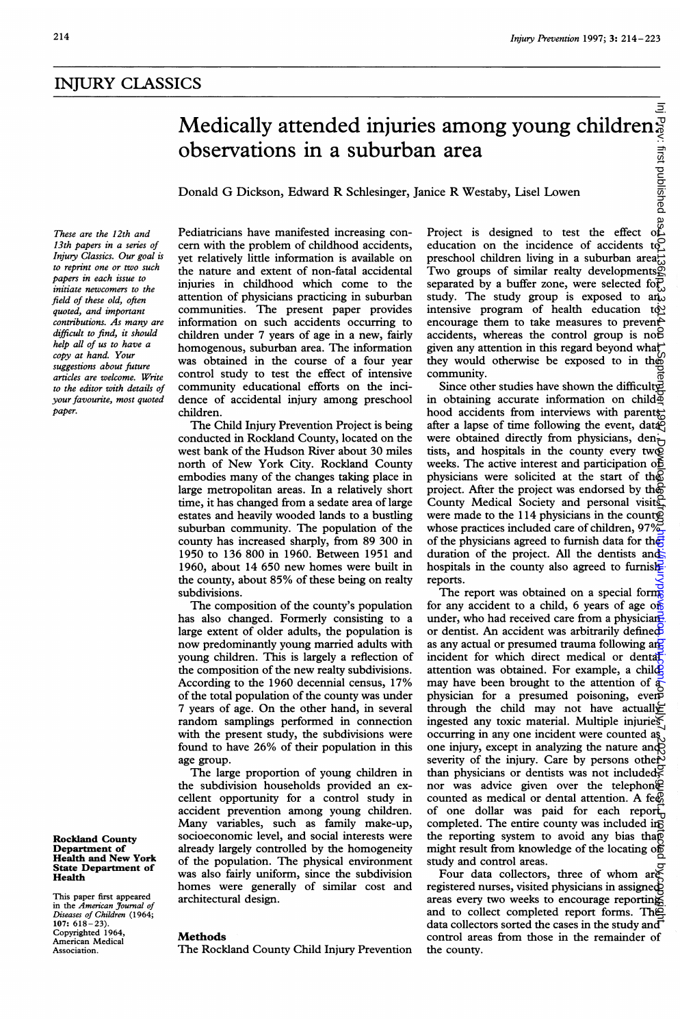## INJURY CLASSICS

# Medically attended injuries among young children: observations in a suburban area

Donald G Dickson, Edward R Schlesinger, Janice R Westaby, Lisel Lowen

*These are the 12th and 13th papers in a series of Injury Classics. Our goal is to reprint one or two such papers in each issue to initiate newcomers to the field of these old, often quoted, and important contributions. As many are difficult to find, it should help all of us to have a copy at hand. Your suggestions about future articles are welcome. Write to the editor with details of your favourite, most quoted paper.*

**Rockland County Department of Health and New York State Department of Health**

This paper first appeared in the *American Journal of Diseases of Children* (1964; 107: 618–23). Copyrighted 1964, American Medical Association.

Pediatricians have manifested increasing concern with the problem of childhood accidents, yet relatively little information is available on the nature and extent of non-fatal accidental injuries in childhood which come to the attention of physicians practicing in suburban communities. The present paper provides information on such accidents occurring to children under 7 years of age in a new, fairly homogenous, suburban area. The information was obtained in the course of a four year control study to test the effect of intensive community educational efforts on the incidence of accidental injury among preschool children.

The Child Injury Prevention Project is being conducted in Rockland County, located on the west bank of the Hudson River about 30 miles north of New York City. Rockland County embodies many of the changes taking place in large metropolitan areas. In a relatively short time, it has changed from a sedate area of large estates and heavily wooded lands to a bustling suburban community. The population of the county has increased sharply, from 89 300 in 1950 to 136 800 in 1960. Between 1951 and 1960, about 14 650 new homes were built in the county, about 85% of these being on realty subdivisions.

The composition of the county's population has also changed. Formerly consisting to a large extent of older adults, the population is now predominantly young married adults with young children. This is largely a reflection of the composition of the new realty subdivisions. According to the 1960 decennial census, 17% of the total population of the county was under 7 years of age. On the other hand, in several random samplings performed in connection with the present study, the subdivisions were found to have 26% of their population in this age group.

The large proportion of young children in the subdivision households provided an excellent opportunity for a control study in accident prevention among young children. Many variables, such as family make-up, socioeconomic level, and social interests were already largely controlled by the homogeneity of the population. The physical environment was also fairly uniform, since the subdivision homes were generally of similar cost and architectural design.

## Methods

The Rockland County Child Injury Prevention Project is designed to test the effect of education on the incidence of accidents to preschool children living in a suburban area. Two groups of similar realty developments, separated by a buffer zone, were selected for study. The study group is exposed to an intensive program of health education to encourage them to take measures to prevent accidents, whereas the control group is not given any attention in this regard beyond what they would otherwise be exposed to in the community.

Since other studies have shown the difficulty in obtaining accurate information on childhood accidents from interviews with parents after a lapse of time following the event, data were obtained directly from physicians, dentists, and hospitals in the county every two weeks. The active interest and participation of physicians were solicited at the start of the project. After the project was endorsed by the County Medical Society and personal visits were made to the 114 physicians in the county whose practices included care of children, 97% of the physicians agreed to furnish data for the duration of the project. All the dentists and hospitals in the county also agreed to furnish reports.

The report was obtained on a special form for any accident to a child, 6 years of age or under, who had received care from a physician or dentist. An accident was arbitrarily defined as any actual or presumed trauma following an incident for which direct medical or dental attention was obtained. For example, a child may have been brought to the attention of a physician for a presumed poisoning, even through the child may not have actually ingested any toxic material. Multiple injuries occurring in any one incident were counted as one injury, except in analyzing the nature and severity of the injury. Care by persons other than physicians or dentists was not included, nor was advice given over the telephone counted as medical or dental attention. A fee of one dollar was paid for each report completed. The entire county was included in the reporting system to avoid any bias that might result from knowledge of the locating of study and control areas.

Four data collectors, three of whom are registered nurses, visited physicians in assigned areas every two weeks to encourage reporting and to collect completed report forms. The data collectors sorted the cases in the study and control areas from those in the remainder of the county.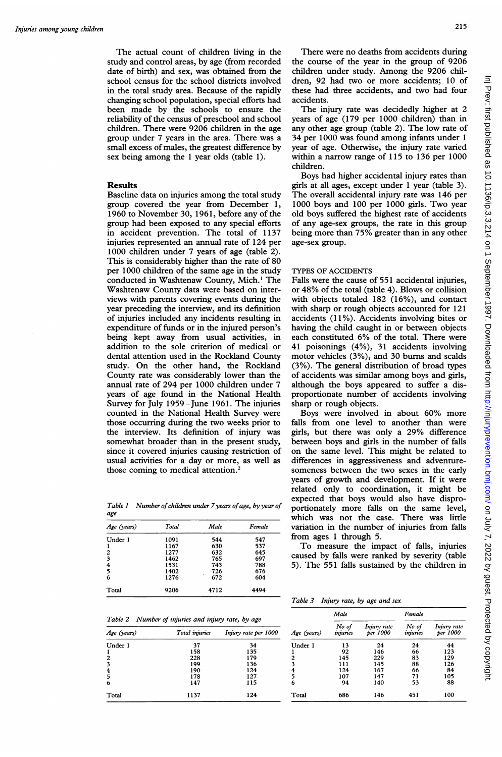The actual count of children living in the study and control areas, by age (from recorded date of birth) and sex, was obtained from the school census for the school districts involved in the total study area. Because of the rapidly changing school population, special efforts had been made by the schools to ensure the reliability of the census of preschool and school children. There were 9206 children in the age group under 7 years in the area. There was a small excess of males, the greatest difference by sex being among the 1 year olds (table 1).

## Results

Baseline data on injuries among the total study group covered the year from December 1, 1960 to November 30, 1961, before any of the group had been exposed to any special efforts in accident prevention. The total of 1137 injuries represented an annual rate of 124 per 1000 children under 7 years of age (table 2). This is considerably higher than the rate of 80 per 1000 children of the same age in the study conducted in Washtenaw County, Mich.[1] The Washtenaw County data were based on interviews with parents covering events during the year preceding the interview, and its definition of injuries included any incidents resulting in expenditure of funds or in the injured person's being kept away from usual activities, in addition to the sole criterion of medical or dental attention used in the Rockland County study. On the other hand, the Rockland County rate was considerably lower than the annual rate of 294 per 1000 children under 7 years of age found in the National Health Survey for July 1959–June 1961. The injuries counted in the National Health Survey were those occurring during the two weeks prior to the interview. Its definition of injury was somewhat broader than in the present study, since it covered injuries causing restriction of usual activities for a day or more, as well as those coming to medical attention.[2]

*Table 1 Number of children under 7 years of age, by year of age*

| Age (years) | Total | Male | Female |
|---|---|---|---|
| Under 1 | 1091 | 544 | 547 |
| 1 | 1167 | 630 | 537 |
| 2 | 1277 | 632 | 645 |
| 3 | 1462 | 765 | 697 |
| 4 | 1531 | 743 | 788 |
| 5 | 1402 | 726 | 676 |
| 6 | 1276 | 672 | 604 |
| Total | 9206 | 4712 | 4494 |

*Table 2 Number of injuries and injury rate, by age*

| Age (years) | Total injuries | Injury rate per 1000 |
|---|---|---|
| Under 1 | 37 | 34 |
| 1 | 158 | 135 |
| 2 | 228 | 179 |
| 3 | 199 | 136 |
| 4 | 190 | 124 |
| 5 | 178 | 127 |
| 6 | 147 | 115 |
| Total | 1137 | 124 |

There were no deaths from accidents during the course of the year in the group of 9206 children under study. Among the 9206 children, 92 had two or more accidents; 10 of these had three accidents, and two had four accidents.

The injury rate was decidedly higher at 2 years of age (179 per 1000 children) than in any other age group (table 2). The low rate of 34 per 1000 was found among infants under 1 year of age. Otherwise, the injury rate varied within a narrow range of 115 to 136 per 1000 children.

Boys had higher accidental injury rates than girls at all ages, except under 1 year (table 3). The overall accidental injury rate was 146 per 1000 boys and 100 per 1000 girls. Two year old boys suffered the highest rate of accidents of any age-sex groups, the rate in this group being more than 75% greater than in any other age-sex group.

### TYPES OF ACCIDENTS

Falls were the cause of 551 accidental injuries, or 48% of the total (table 4). Blows or collision with objects totaled 182 (16%), and contact with sharp or rough objects accounted for 121 accidents (11%). Accidents involving bites or having the child caught in or between objects each constituted 6% of the total. There were 41 poisonings (4%), 31 accidents involving motor vehicles (3%), and 30 burns and scalds (3%). The general distribution of broad types of accidents was similar among boys and girls, although the boys appeared to suffer a disproportionate number of accidents involving sharp or rough objects.

Boys were involved in about 60% more falls from one level to another than were girls, but there was only a 29% difference between boys and girls in the number of falls on the same level. This might be related to differences in aggressiveness and adventuresomeness between the two sexes in the early years of growth and development. If it were related only to coordination, it might be expected that boys would also have disproportionately more falls on the same level, which was not the case. There was little variation in the number of injuries from falls from ages 1 through 5.

To measure the impact of falls, injuries caused by falls were ranked by severity (table 5). The 551 falls sustained by the children in

*Table 3 Injury rate, by age and sex*

| | Male | | Female | |
|---|---|---|---|---|
| Age (years) | No of injuries | Injury rate per 1000 | No of injuries | Injury rate per 1000 |
| Under 1 | 13 | 24 | 24 | 44 |
| 1 | 92 | 146 | 66 | 123 |
| 2 | 145 | 229 | 83 | 129 |
| 3 | 111 | 145 | 88 | 126 |
| 4 | 124 | 167 | 66 | 84 |
| 5 | 107 | 147 | 71 | 105 |
| 6 | 94 | 140 | 53 | 88 |
| Total | 686 | 146 | 451 | 100 |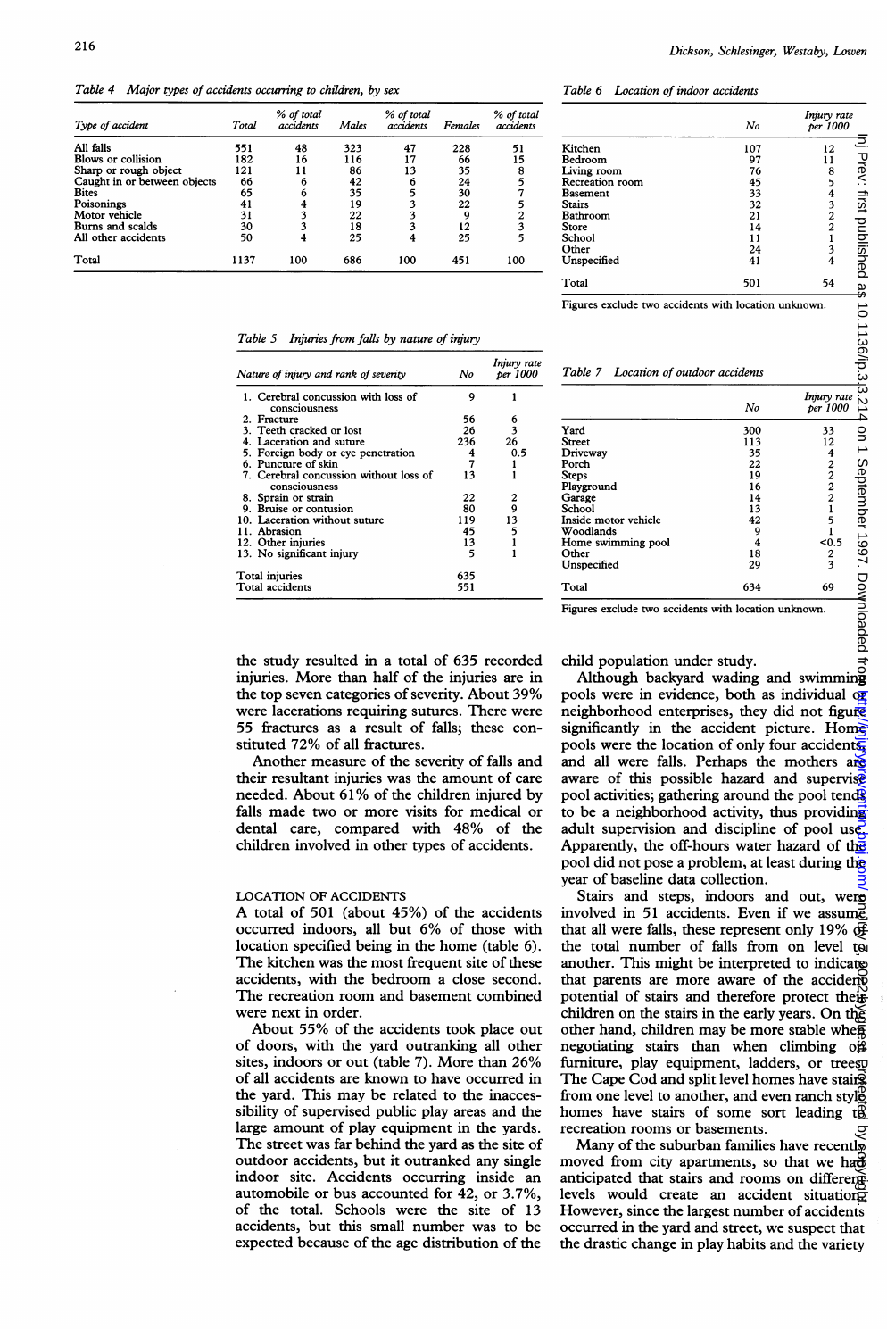Table 4 Major types of accidents occurring to children, by sex

| Type of accident | Total | % of total accidents | Males | % of total accidents | Females | % of total accidents |
|---|---|---|---|---|---|---|
| All falls | 551 | 48 | 323 | 47 | 228 | 51 |
| Blows or collision | 182 | 16 | 116 | 17 | 66 | 15 |
| Sharp or rough object | 121 | 11 | 86 | 13 | 35 | 8 |
| Caught in or between objects | 66 | 6 | 42 | 6 | 24 | 5 |
| Bites | 65 | 6 | 35 | 5 | 30 | 7 |
| Poisonings | 41 | 4 | 19 | 3 | 22 | 5 |
| Motor vehicle | 31 | 3 | 22 | 3 | 9 | 2 |
| Burns and scalds | 30 | 3 | 18 | 3 | 12 | 3 |
| All other accidents | 50 | 4 | 25 | 4 | 25 | 5 |
| Total | 1137 | 100 | 686 | 100 | 451 | 100 |

Table 5 Injuries from falls by nature of injury

| Nature of injury and rank of severity | No | Injury rate per 1000 |
|---|---|---|
| 1. Cerebral concussion with loss of consciousness | 9 | 1 |
| 2. Fracture | 56 | 6 |
| 3. Teeth cracked or lost | 26 | 3 |
| 4. Laceration and suture | 236 | 26 |
| 5. Foreign body or eye penetration | 4 | 0.5 |
| 6. Puncture of skin | 7 | 1 |
| 7. Cerebral concussion without loss of consciousness | 13 | 1 |
| 8. Sprain or strain | 22 | 2 |
| 9. Bruise or contusion | 80 | 9 |
| 10. Laceration without suture | 119 | 13 |
| 11. Abrasion | 45 | 5 |
| 12. Other injuries | 13 | 1 |
| 13. No significant injury | 5 | 1 |
| Total injuries | 635 | |
| Total accidents | 551 | |

the study resulted in a total of 635 recorded injuries. More than half of the injuries are in the top seven categories of severity. About 39% were lacerations requiring sutures. There were 55 fractures as a result of falls; these constituted 72% of all fractures.

Another measure of the severity of falls and their resultant injuries was the amount of care needed. About 61% of the children injured by falls made two or more visits for medical or dental care, compared with 48% of the children involved in other types of accidents.

## LOCATION OF ACCIDENTS

A total of 501 (about 45%) of the accidents occurred indoors, all but 6% of those with location specified being in the home (table 6). The kitchen was the most frequent site of these accidents, with the bedroom a close second. The recreation room and basement combined were next in order.

About 55% of the accidents took place out of doors, with the yard outranking all other sites, indoors or out (table 7). More than 26% of all accidents are known to have occurred in the yard. This may be related to the inaccessibility of supervised public play areas and the large amount of play equipment in the yards. The street was far behind the yard as the site of outdoor accidents, but it outranked any single indoor site. Accidents occurring inside an automobile or bus accounted for 42, or 3.7%, of the total. Schools were the site of 13 accidents, but this small number was to be expected because of the age distribution of the

Table 6 Location of indoor accidents

| | No | Injury rate per 1000 |
|---|---|---|
| Kitchen | 107 | 12 |
| Bedroom | 97 | 11 |
| Living room | 76 | 8 |
| Recreation room | 45 | 5 |
| Basement | 33 | 4 |
| Stairs | 32 | 3 |
| Bathroom | 21 | 2 |
| Store | 14 | 2 |
| School | 11 | 1 |
| Other | 24 | 3 |
| Unspecified | 41 | 4 |
| Total | 501 | 54 |

Figures exclude two accidents with location unknown.

Table 7 Location of outdoor accidents

| | No | Injury rate per 1000 |
|---|---|---|
| Yard | 300 | 33 |
| Street | 113 | 12 |
| Driveway | 35 | 4 |
| Porch | 22 | 2 |
| Steps | 19 | 2 |
| Playground | 16 | 2 |
| Garage | 14 | 2 |
| School | 13 | 1 |
| Inside motor vehicle | 42 | 5 |
| Woodlands | 9 | 1 |
| Home swimming pool | 4 | <0.5 |
| Other | 18 | 2 |
| Unspecified | 29 | 3 |
| Total | 634 | 69 |

Figures exclude two accidents with location unknown.

child population under study.

Although backyard wading and swimming pools were in evidence, both as individual or neighborhood enterprises, they did not figure significantly in the accident picture. Home pools were the location of only four accidents, and all were falls. Perhaps the mothers are aware of this possible hazard and supervise pool activities; gathering around the pool tends to be a neighborhood activity, thus providing adult supervision and discipline of pool use. Apparently, the off-hours water hazard of the pool did not pose a problem, at least during the year of baseline data collection.

Stairs and steps, indoors and out, were involved in 51 accidents. Even if we assume that all were falls, they represent only 19% of the total number of falls from on level to another. This might be interpreted to indicate that parents are more aware of the accident potential of stairs and therefore protect their children on the stairs in the early years. On the other hand, children may be more stable when negotiating stairs than when climbing on furniture, play equipment, ladders, or trees. The Cape Cod and split level homes have stairs from one level to another, and even ranch style homes have stairs of some sort leading to recreation rooms or basements.

Many of the suburban families have recently moved from city apartments, so that we had anticipated that stairs and rooms on different levels would create an accident situation. However, since the largest number of accidents occurred in the yard and street, we suspect that the drastic change in play habits and the variety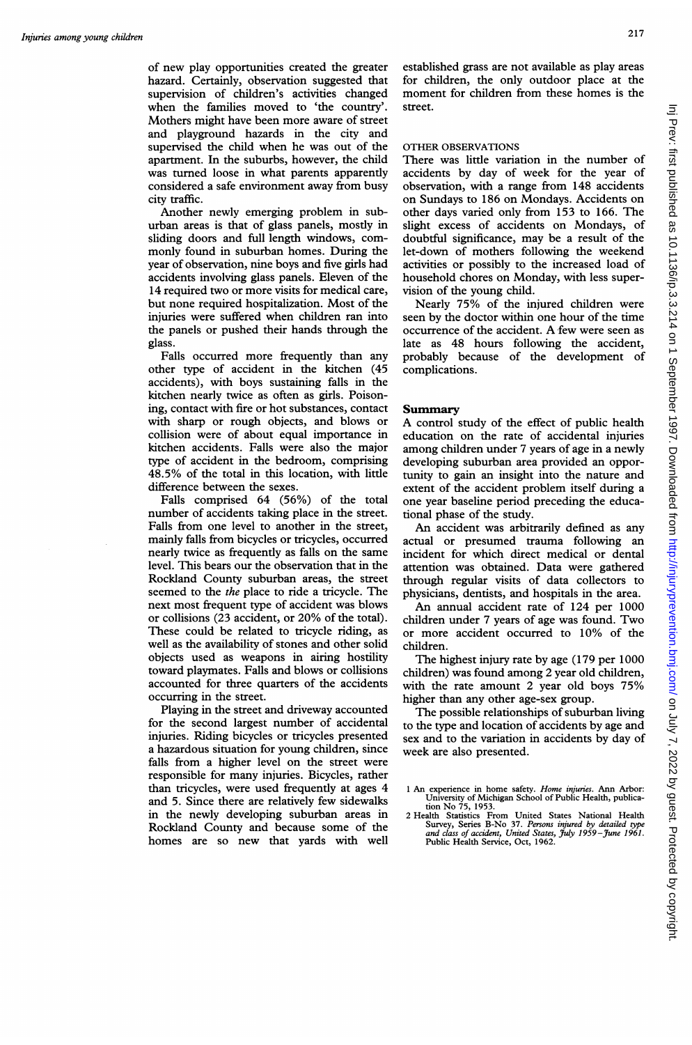of new play opportunities created the greater hazard. Certainly, observation suggested that supervision of children's activities changed when the families moved to 'the country'. Mothers might have been more aware of street and playground hazards in the city and supervised the child when he was out of the apartment. In the suburbs, however, the child was turned loose in what parents apparently considered a safe environment away from busy city traffic.

Another newly emerging problem in suburban areas is that of glass panels, mostly in sliding doors and full length windows, commonly found in suburban homes. During the year of observation, nine boys and five girls had accidents involving glass panels. Eleven of the 14 required two or more visits for medical care, but none required hospitalization. Most of the injuries were suffered when children ran into the panels or pushed their hands through the glass.

Falls occurred more frequently than any other type of accident in the kitchen (45 accidents), with boys sustaining falls in the kitchen nearly twice as often as girls. Poisoning, contact with fire or hot substances, contact with sharp or rough objects, and blows or collision were of about equal importance in kitchen accidents. Falls were also the major type of accident in the bedroom, comprising 48.5% of the total in this location, with little difference between the sexes.

Falls comprised 64 (56%) of the total number of accidents taking place in the street. Falls from one level to another in the street, mainly falls from bicycles or tricycles, occurred nearly twice as frequently as falls on the same level. This bears our the observation that in the Rockland County suburban areas, the street seemed to the *the* place to ride a tricycle. The next most frequent type of accident was blows or collisions (23 accident, or 20% of the total). These could be related to tricycle riding, as well as the availability of stones and other solid objects used as weapons in airing hostility toward playmates. Falls and blows or collisions accounted for three quarters of the accidents occurring in the street.

Playing in the street and driveway accounted for the second largest number of accidental injuries. Riding bicycles or tricycles presented a hazardous situation for young children, since falls from a higher level on the street were responsible for many injuries. Bicycles, rather than tricycles, were used frequently at ages 4 and 5. Since there are relatively few sidewalks in the newly developing suburban areas in Rockland County and because some of the homes are so new that yards with well established grass are not available as play areas for children, the only outdoor place at the moment for children from these homes is the street.

#### OTHER OBSERVATIONS

There was little variation in the number of accidents by day of week for the year of observation, with a range from 148 accidents on Sundays to 186 on Mondays. Accidents on other days varied only from 153 to 166. The slight excess of accidents on Mondays, of doubtful significance, may be a result of the let-down of mothers following the weekend activities or possibly to the increased load of household chores on Monday, with less supervision of the young child.

Nearly 75% of the injured children were seen by the doctor within one hour of the time occurrence of the accident. A few were seen as late as 48 hours following the accident, probably because of the development of complications.

## Summary

A control study of the effect of public health education on the rate of accidental injuries among children under 7 years of age in a newly developing suburban area provided an opportunity to gain an insight into the nature and extent of the accident problem itself during a one year baseline period preceding the educational phase of the study.

An accident was arbitrarily defined as any actual or presumed trauma following an incident for which direct medical or dental attention was obtained. Data were gathered through regular visits of data collectors to physicians, dentists, and hospitals in the area.

An annual accident rate of 124 per 1000 children under 7 years of age was found. Two or more accident occurred to 10% of the children.

The highest injury rate by age (179 per 1000 children) was found among 2 year old children, with the rate amount 2 year old boys 75% higher than any other age-sex group.

The possible relationships of suburban living to the type and location of accidents by age and sex and to the variation in accidents by day of week are also presented.

1 An experience in home safety. *Home injuries.* Ann Arbor: University of Michigan School of Public Health, publication No 75, 1953.

2 Health Statistics From United States National Health Survey, Series B-No 37. *Persons injured by detailed type and class of accident, United States, July 1959–June 1961.* Public Health Service, Oct, 1962.